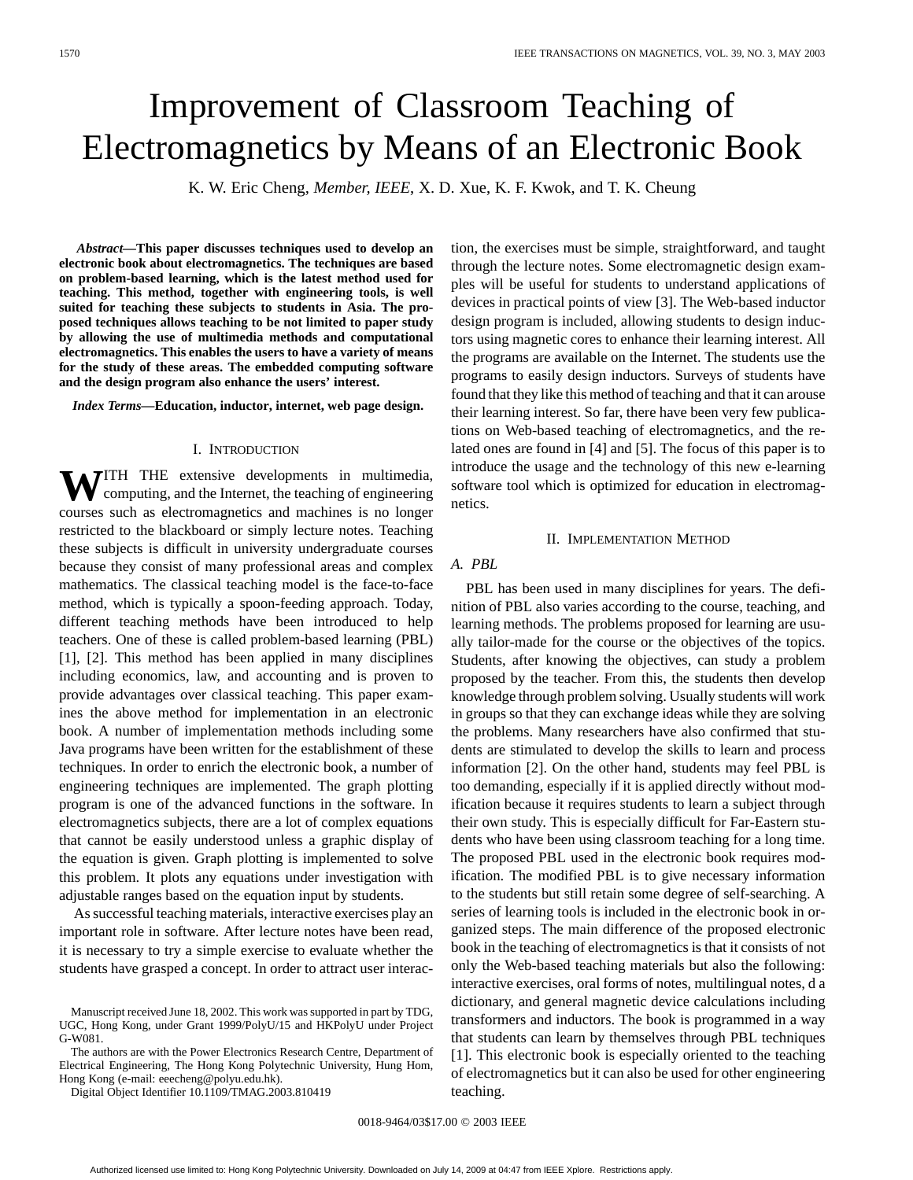# Improvement of Classroom Teaching of Electromagnetics by Means of an Electronic Book

K. W. Eric Cheng, *Member, IEEE*, X. D. Xue, K. F. Kwok, and T. K. Cheung

***Abstract*—This paper discusses techniques used to develop an electronic book about electromagnetics. The techniques are based on problem-based learning, which is the latest method used for teaching. This method, together with engineering tools, is well suited for teaching these subjects to students in Asia. The proposed techniques allows teaching to be not limited to paper study by allowing the use of multimedia methods and computational electromagnetics. This enables the users to have a variety of means for the study of these areas. The embedded computing software and the design program also enhance the users' interest.**

***Index Terms*—Education, inductor, internet, web page design.**

## I. Introduction

With the extensive developments in multimedia, computing, and the Internet, the teaching of engineering courses such as electromagnetics and machines is no longer restricted to the blackboard or simply lecture notes. Teaching these subjects is difficult in university undergraduate courses because they consist of many professional areas and complex mathematics. The classical teaching model is the face-to-face method, which is typically a spoon-feeding approach. Today, different teaching methods have been introduced to help teachers. One of these is called problem-based learning (PBL) [1], [2]. This method has been applied in many disciplines including economics, law, and accounting and is proven to provide advantages over classical teaching. This paper examines the above method for implementation in an electronic book. A number of implementation methods including some Java programs have been written for the establishment of these techniques. In order to enrich the electronic book, a number of engineering techniques are implemented. The graph plotting program is one of the advanced functions in the software. In electromagnetics subjects, there are a lot of complex equations that cannot be easily understood unless a graphic display of the equation is given. Graph plotting is implemented to solve this problem. It plots any equations under investigation with adjustable ranges based on the equation input by students.

As successful teaching materials, interactive exercises play an important role in software. After lecture notes have been read, it is necessary to try a simple exercise to evaluate whether the students have grasped a concept. In order to attract user interaction, the exercises must be simple, straightforward, and taught through the lecture notes. Some electromagnetic design examples will be useful for students to understand applications of devices in practical points of view [3]. The Web-based inductor design program is included, allowing students to design inductors using magnetic cores to enhance their learning interest. All the programs are available on the Internet. The students use the programs to easily design inductors. Surveys of students have found that they like this method of teaching and that it can arouse their learning interest. So far, there have been very few publications on Web-based teaching of electromagnetics, and the related ones are found in [4] and [5]. The focus of this paper is to introduce the usage and the technology of this new e-learning software tool which is optimized for education in electromagnetics.

## II. Implementation Method

### A. PBL

PBL has been used in many disciplines for years. The definition of PBL also varies according to the course, teaching, and learning methods. The problems proposed for learning are usually tailor-made for the course or the objectives of the topics. Students, after knowing the objectives, can study a problem proposed by the teacher. From this, the students then develop knowledge through problem solving. Usually students will work in groups so that they can exchange ideas while they are solving the problems. Many researchers have also confirmed that students are stimulated to develop the skills to learn and process information [2]. On the other hand, students may feel PBL is too demanding, especially if it is applied directly without modification because it requires students to learn a subject through their own study. This is especially difficult for Far-Eastern students who have been using classroom teaching for a long time. The proposed PBL used in the electronic book requires modification. The modified PBL is to give necessary information to the students but still retain some degree of self-searching. A series of learning tools is included in the electronic book in organized steps. The main difference of the proposed electronic book in the teaching of electromagnetics is that it consists of not only the Web-based teaching materials but also the following: interactive exercises, oral forms of notes, multilingual notes, d a dictionary, and general magnetic device calculations including transformers and inductors. The book is programmed in a way that students can learn by themselves through PBL techniques [1]. This electronic book is especially oriented to the teaching of electromagnetics but it can also be used for other engineering teaching.

Manuscript received June 18, 2002. This work was supported in part by TDG, UGC, Hong Kong, under Grant 1999/PolyU/15 and HKPolyU under Project G-W081.

The authors are with the Power Electronics Research Centre, Department of Electrical Engineering, The Hong Kong Polytechnic University, Hung Hom, Hong Kong (e-mail: eeecheng@polyu.edu.hk).

Digital Object Identifier 10.1109/TMAG.2003.810419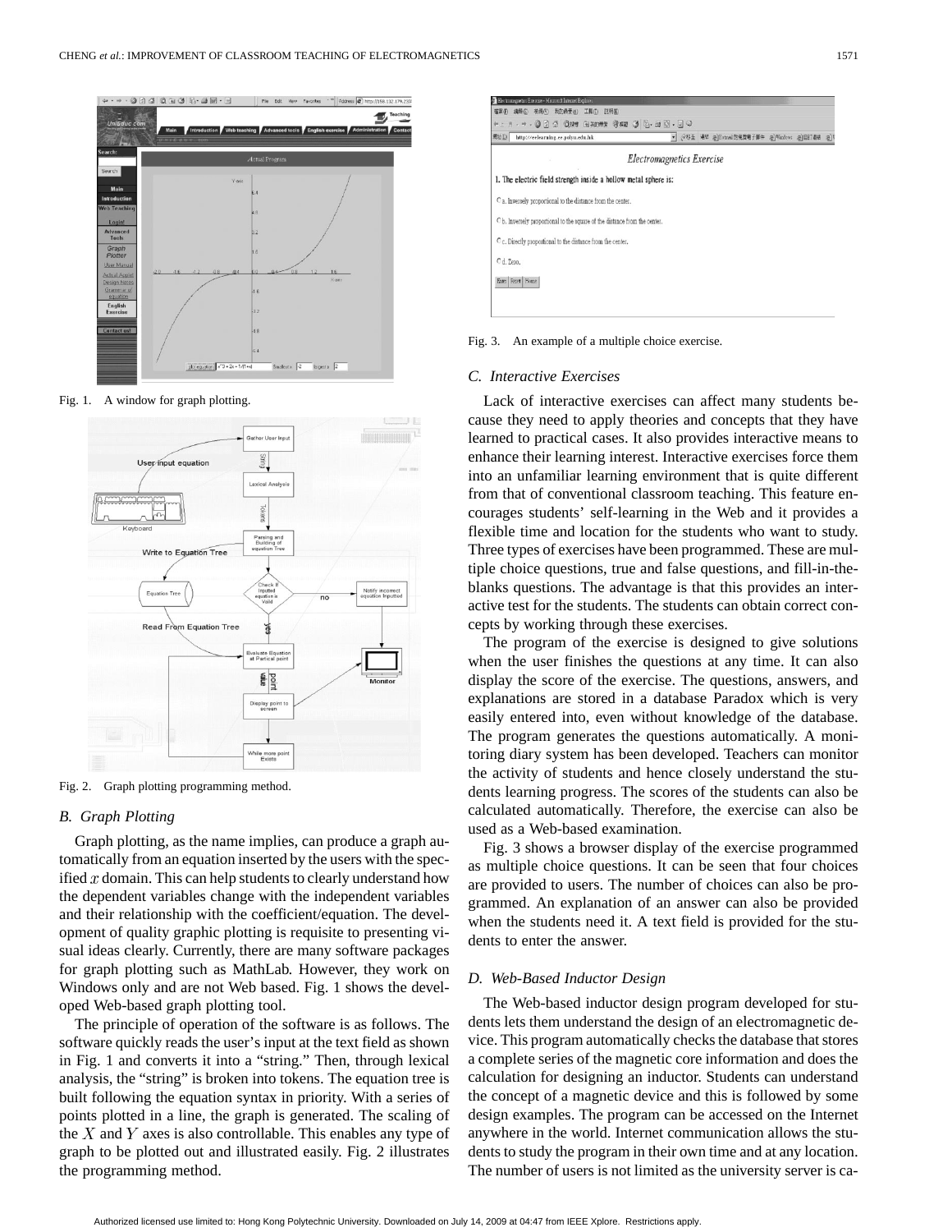Fig. 1. A window for graph plotting.

Fig. 2. Graph plotting programming method.

### B. Graph Plotting

Graph plotting, as the name implies, can produce a graph automatically from an equation inserted by the users with the specified $x$ domain. This can help students to clearly understand how the dependent variables change with the independent variables and their relationship with the coefficient/equation. The development of quality graphic plotting is requisite to presenting visual ideas clearly. Currently, there are many software packages for graph plotting such as MathLab. However, they work on Windows only and are not Web based. Fig. 1 shows the developed Web-based graph plotting tool.

The principle of operation of the software is as follows. The software quickly reads the user's input at the text field as shown in Fig. 1 and converts it into a "string." Then, through lexical analysis, the "string" is broken into tokens. The equation tree is built following the equation syntax in priority. With a series of points plotted in a line, the graph is generated. The scaling of the $X$ and $Y$ axes is also controllable. This enables any type of graph to be plotted out and illustrated easily. Fig. 2 illustrates the programming method.

Fig. 3. An example of a multiple choice exercise.

### C. Interactive Exercises

Lack of interactive exercises can affect many students because they need to apply theories and concepts that they have learned to practical cases. It also provides interactive means to enhance their learning interest. Interactive exercises force them into an unfamiliar learning environment that is quite different from that of conventional classroom teaching. This feature encourages students' self-learning in the Web and it provides a flexible time and location for the students who want to study. Three types of exercises have been programmed. These are multiple choice questions, true and false questions, and fill-in-the-blanks questions. The advantage is that this provides an interactive test for the students. The students can obtain correct concepts by working through these exercises.

The program of the exercise is designed to give solutions when the user finishes the questions at any time. It can also display the score of the exercise. The questions, answers, and explanations are stored in a database Paradox which is very easily entered into, even without knowledge of the database. The program generates the questions automatically. A monitoring diary system has been developed. Teachers can monitor the activity of students and hence closely understand the students learning progress. The scores of the students can also be calculated automatically. Therefore, the exercise can also be used as a Web-based examination.

Fig. 3 shows a browser display of the exercise programmed as multiple choice questions. It can be seen that four choices are provided to users. The number of choices can also be programmed. An explanation of an answer can also be provided when the students need it. A text field is provided for the students to enter the answer.

### D. Web-Based Inductor Design

The Web-based inductor design program developed for students lets them understand the design of an electromagnetic device. This program automatically checks the database that stores a complete series of the magnetic core information and does the calculation for designing an inductor. Students can understand the concept of a magnetic device and this is followed by some design examples. The program can be accessed on the Internet anywhere in the world. Internet communication allows the students to study the program in their own time and at any location. The number of users is not limited as the university server is ca-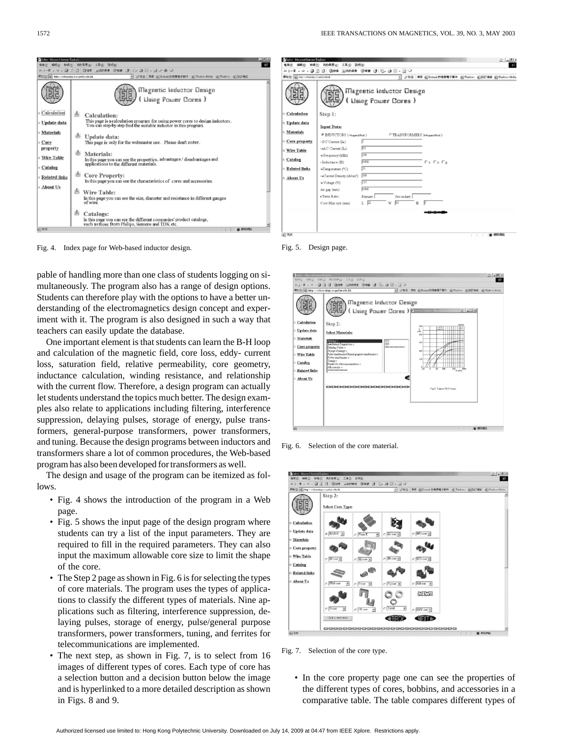Fig. 4. Index page for Web-based inductor design.

Fig. 5. Design page.

pable of handling more than one class of students logging on simultaneously. The program also has a range of design options. Students can therefore play with the options to have a better understanding of the electromagnetics design concept and experiment with it. The program is also designed in such a way that teachers can easily update the database.

One important element is that students can learn the B-H loop and calculation of the magnetic field, core loss, eddy- current loss, saturation field, relative permeability, core geometry, inductance calculation, winding resistance, and relationship with the current flow. Therefore, a design program can actually let students understand the topics much better. The design examples also relate to applications including filtering, interference suppression, delaying pulses, storage of energy, pulse transformers, general-purpose transformers, power transformers, and tuning. Because the design programs between inductors and transformers share a lot of common procedures, the Web-based program has also been developed for transformers as well.

The design and usage of the program can be itemized as follows.

- Fig. 4 shows the introduction of the program in a Web page.
- Fig. 5 shows the input page of the design program where students can try a list of the input parameters. They are required to fill in the required parameters. They can also input the maximum allowable core size to limit the shape of the core.
- The Step 2 page as shown in Fig. 6 is for selecting the types of core materials. The program uses the types of applications to classify the different types of materials. Nine applications such as filtering, interference suppression, delaying pulses, storage of energy, pulse/general purpose transformers, power transformers, tuning, and ferrites for telecommunications are implemented.
- The next step, as shown in Fig. 7, is to select from 16 images of different types of cores. Each type of core has a selection button and a decision button below the image and is hyperlinked to a more detailed description as shown in Figs. 8 and 9.

Fig. 6. Selection of the core material.

Fig. 7. Selection of the core type.

- In the core property page one can see the properties of the different types of cores, bobbins, and accessories in a comparative table. The table compares different types of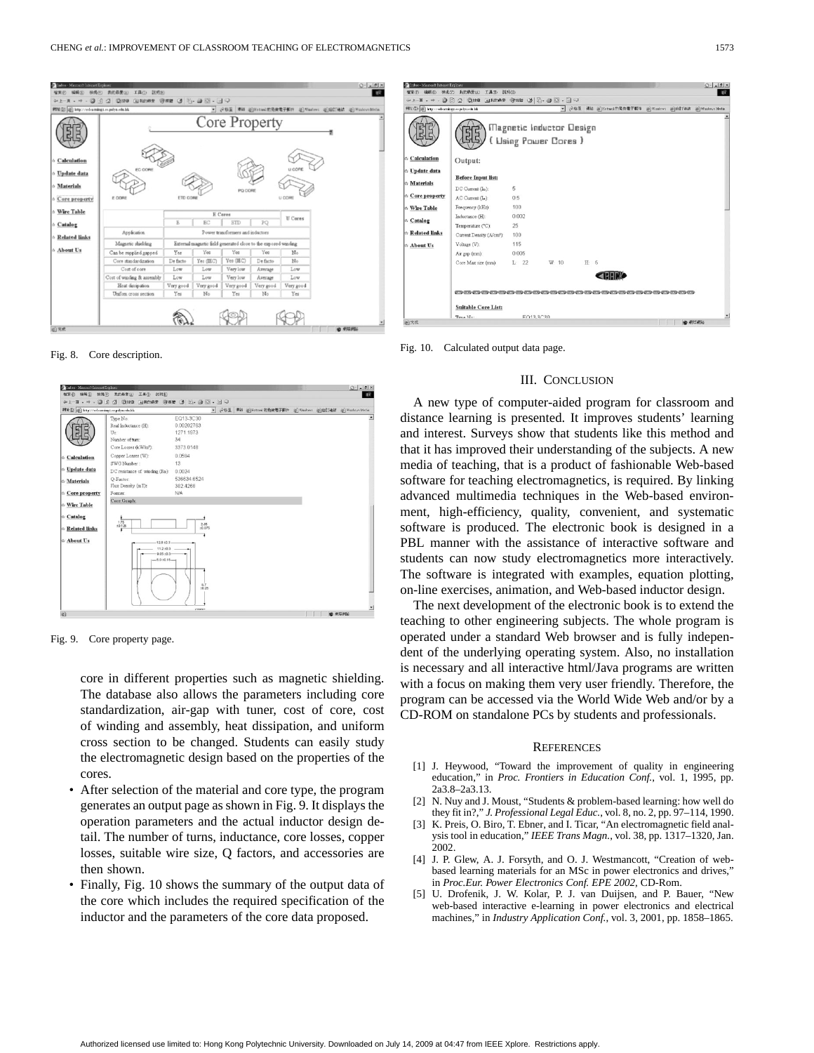Fig. 8. Core description.

Fig. 9. Core property page.

core in different properties such as magnetic shielding. The database also allows the parameters including core standardization, air-gap with tuner, cost of core, cost of winding and assembly, heat dissipation, and uniform cross section to be changed. Students can easily study the electromagnetic design based on the properties of the cores.

- After selection of the material and core type, the program generates an output page as shown in Fig. 9. It displays the operation parameters and the actual inductor design detail. The number of turns, inductance, core losses, copper losses, suitable wire size, Q factors, and accessories are then shown.
- Finally, Fig. 10 shows the summary of the output data of the core which includes the required specification of the inductor and the parameters of the core data proposed.

Fig. 10. Calculated output data page.

## III. Conclusion

A new type of computer-aided program for classroom and distance learning is presented. It improves students' learning and interest. Surveys show that students like this method and that it has improved their understanding of the subjects. A new media of teaching, that is a product of fashionable Web-based software for teaching electromagnetics, is required. By linking advanced multimedia techniques in the Web-based environment, high-efficiency, quality, convenient, and systematic software is produced. The electronic book is designed in a PBL manner with the assistance of interactive software and students can now study electromagnetics more interactively. The software is integrated with examples, equation plotting, on-line exercises, animation, and Web-based inductor design.

The next development of the electronic book is to extend the teaching to other engineering subjects. The whole program is operated under a standard Web browser and is fully independent of the underlying operating system. Also, no installation is necessary and all interactive html/Java programs are written with a focus on making them very user friendly. Therefore, the program can be accessed via the World Wide Web and/or by a CD-ROM on standalone PCs by students and professionals.

## References

[1] J. Heywood, "Toward the improvement of quality in engineering education," in *Proc. Frontiers in Education Conf.*, vol. 1, 1995, pp. 2a3.8–2a3.13.

[2] N. Nuy and J. Moust, "Students & problem-based learning: how well do they fit in?," *J. Professional Legal Educ.*, vol. 8, no. 2, pp. 97–114, 1990.

[3] K. Preis, O. Biro, T. Ebner, and I. Ticar, "An electromagnetic field analysis tool in education," *IEEE Trans Magn.*, vol. 38, pp. 1317–1320, Jan. 2002.

[4] J. P. Glew, A. J. Forsyth, and O. J. Westmancott, "Creation of web-based learning materials for an MSc in power electronics and drives," in *Proc.Eur. Power Electronics Conf. EPE 2002*, CD-Rom.

[5] U. Drofenik, J. W. Kolar, P. J. van Duijsen, and P. Bauer, "New web-based interactive e-learning in power electronics and electrical machines," in *Industry Application Conf.*, vol. 3, 2001, pp. 1858–1865.